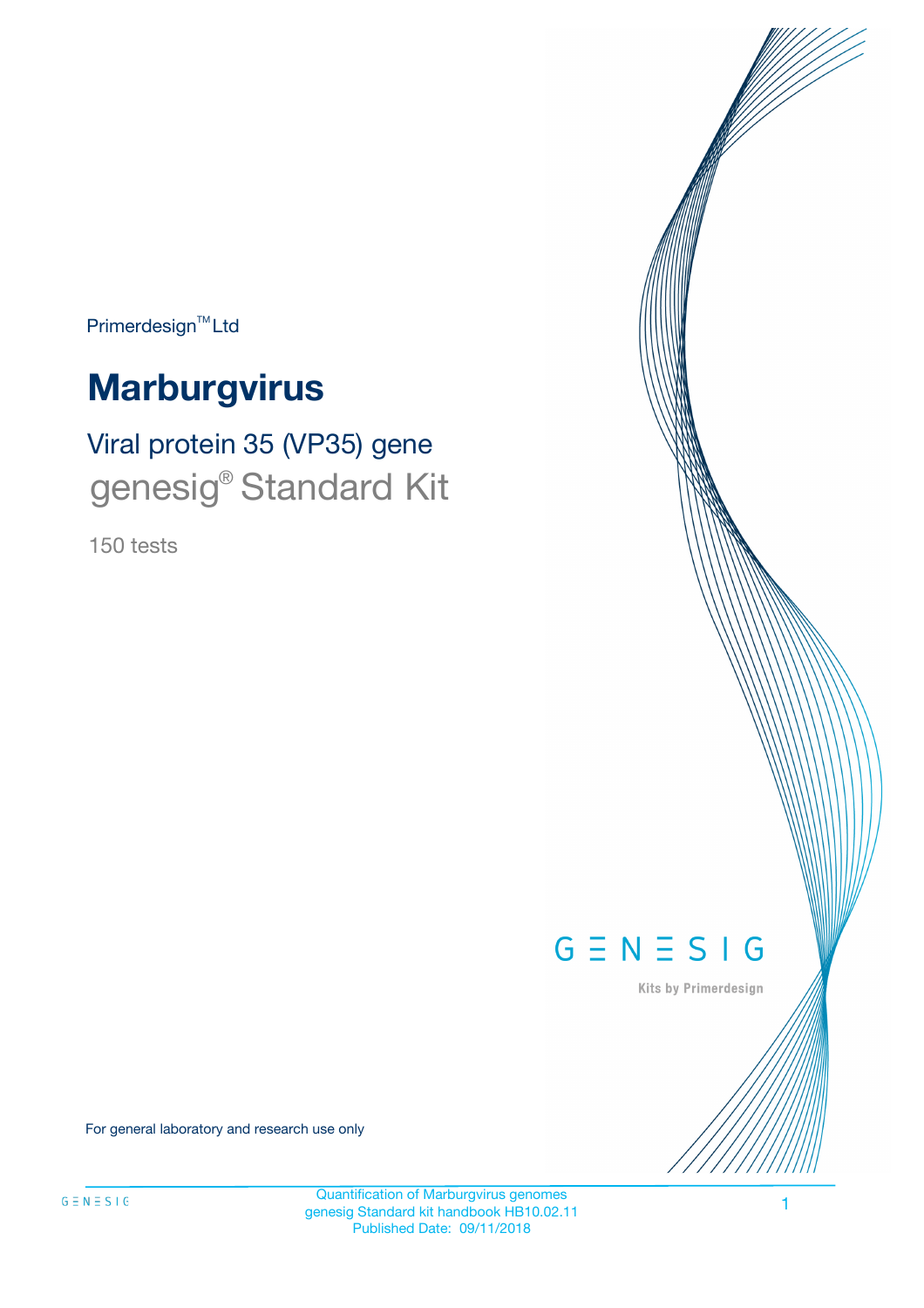Primerdesign™ Ltd

# Marburgvirus

## Viral protein 35 (VP35) gene

## genesig® Standard Kit

150 tests

GENESIG

Kits by Primerdesign

For general laboratory and research use only

Quantification of Marburgvirus genomes
genesig Standard kit handbook HB10.02.11
Published Date: 09/11/2018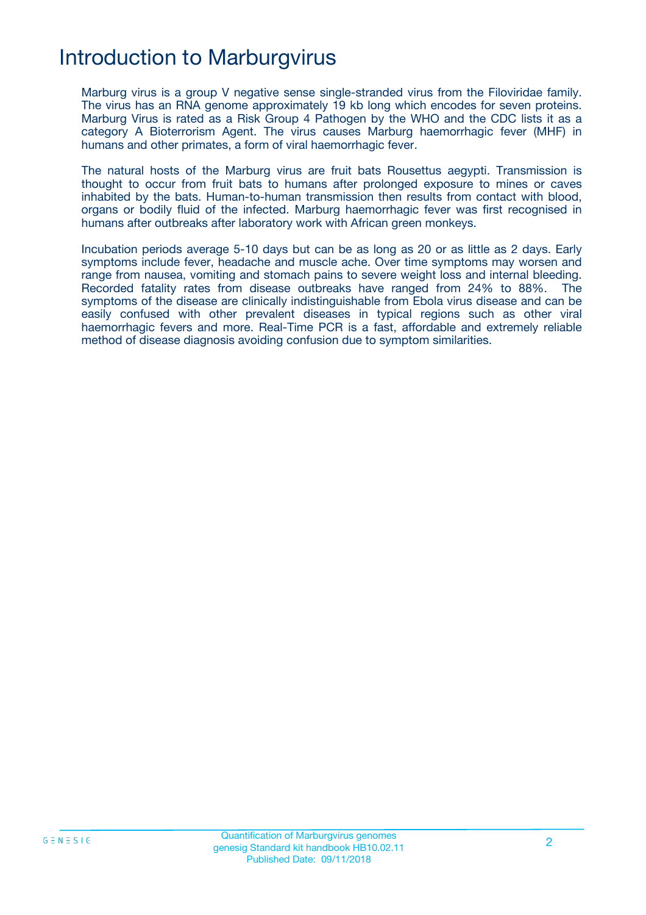# Introduction to Marburgvirus

Marburg virus is a group V negative sense single-stranded virus from the Filoviridae family. The virus has an RNA genome approximately 19 kb long which encodes for seven proteins. Marburg Virus is rated as a Risk Group 4 Pathogen by the WHO and the CDC lists it as a category A Bioterrorism Agent. The virus causes Marburg haemorrhagic fever (MHF) in humans and other primates, a form of viral haemorrhagic fever.

The natural hosts of the Marburg virus are fruit bats Rousettus aegypti. Transmission is thought to occur from fruit bats to humans after prolonged exposure to mines or caves inhabited by the bats. Human-to-human transmission then results from contact with blood, organs or bodily fluid of the infected. Marburg haemorrhagic fever was first recognised in humans after outbreaks after laboratory work with African green monkeys.

Incubation periods average 5-10 days but can be as long as 20 or as little as 2 days. Early symptoms include fever, headache and muscle ache. Over time symptoms may worsen and range from nausea, vomiting and stomach pains to severe weight loss and internal bleeding. Recorded fatality rates from disease outbreaks have ranged from 24% to 88%. The symptoms of the disease are clinically indistinguishable from Ebola virus disease and can be easily confused with other prevalent diseases in typical regions such as other viral haemorrhagic fevers and more. Real-Time PCR is a fast, affordable and extremely reliable method of disease diagnosis avoiding confusion due to symptom similarities.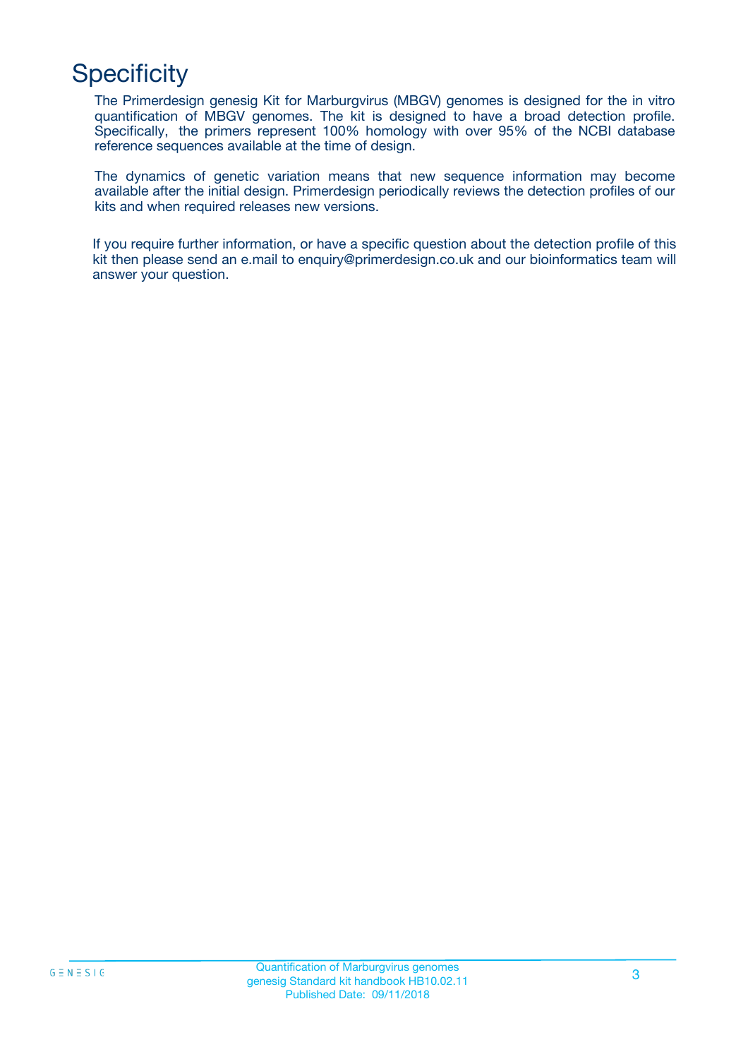# Specificity

The Primerdesign genesig Kit for Marburgvirus (MBGV) genomes is designed for the in vitro quantification of MBGV genomes. The kit is designed to have a broad detection profile. Specifically, the primers represent 100% homology with over 95% of the NCBI database reference sequences available at the time of design.

The dynamics of genetic variation means that new sequence information may become available after the initial design. Primerdesign periodically reviews the detection profiles of our kits and when required releases new versions.

If you require further information, or have a specific question about the detection profile of this kit then please send an e.mail to enquiry@primerdesign.co.uk and our bioinformatics team will answer your question.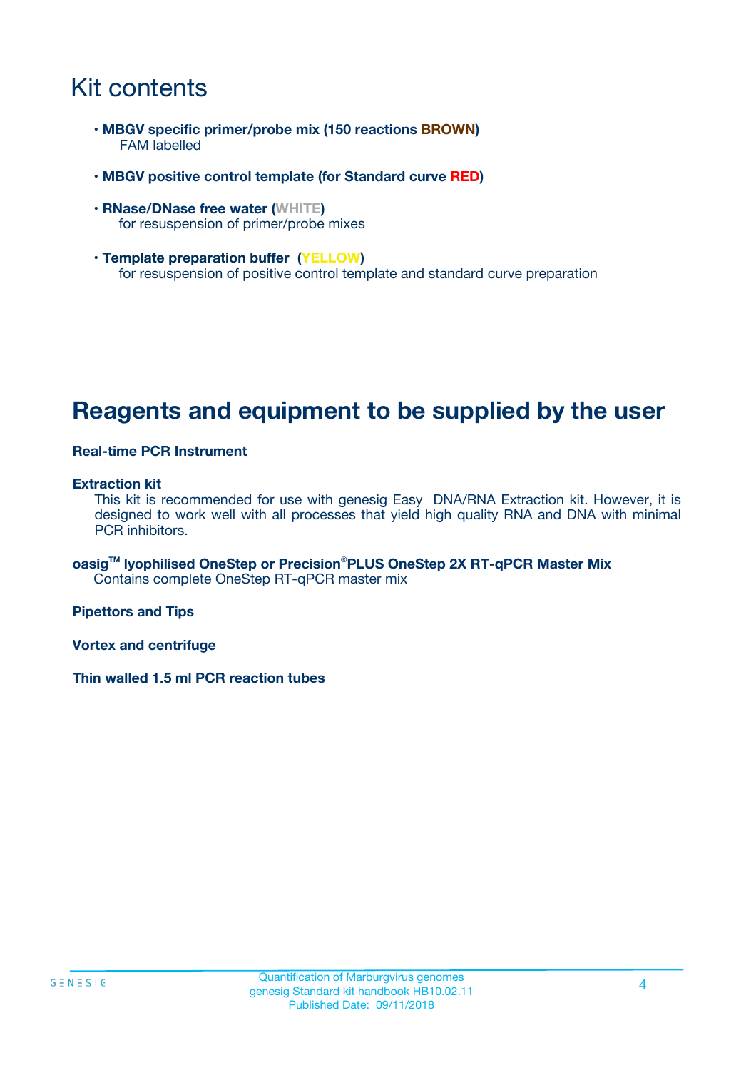# Kit contents

- **MBGV specific primer/probe mix (150 reactions BROWN)**
  FAM labelled
- **MBGV positive control template (for Standard curve RED)**
- **RNase/DNase free water (WHITE)**
  for resuspension of primer/probe mixes
- **Template preparation buffer (YELLOW)**
  for resuspension of positive control template and standard curve preparation

# Reagents and equipment to be supplied by the user

**Real-time PCR Instrument**

**Extraction kit**
This kit is recommended for use with genesig Easy DNA/RNA Extraction kit. However, it is designed to work well with all processes that yield high quality RNA and DNA with minimal PCR inhibitors.

**oasig™ lyophilised OneStep or Precision®PLUS OneStep 2X RT-qPCR Master Mix**
Contains complete OneStep RT-qPCR master mix

**Pipettors and Tips**

**Vortex and centrifuge**

**Thin walled 1.5 ml PCR reaction tubes**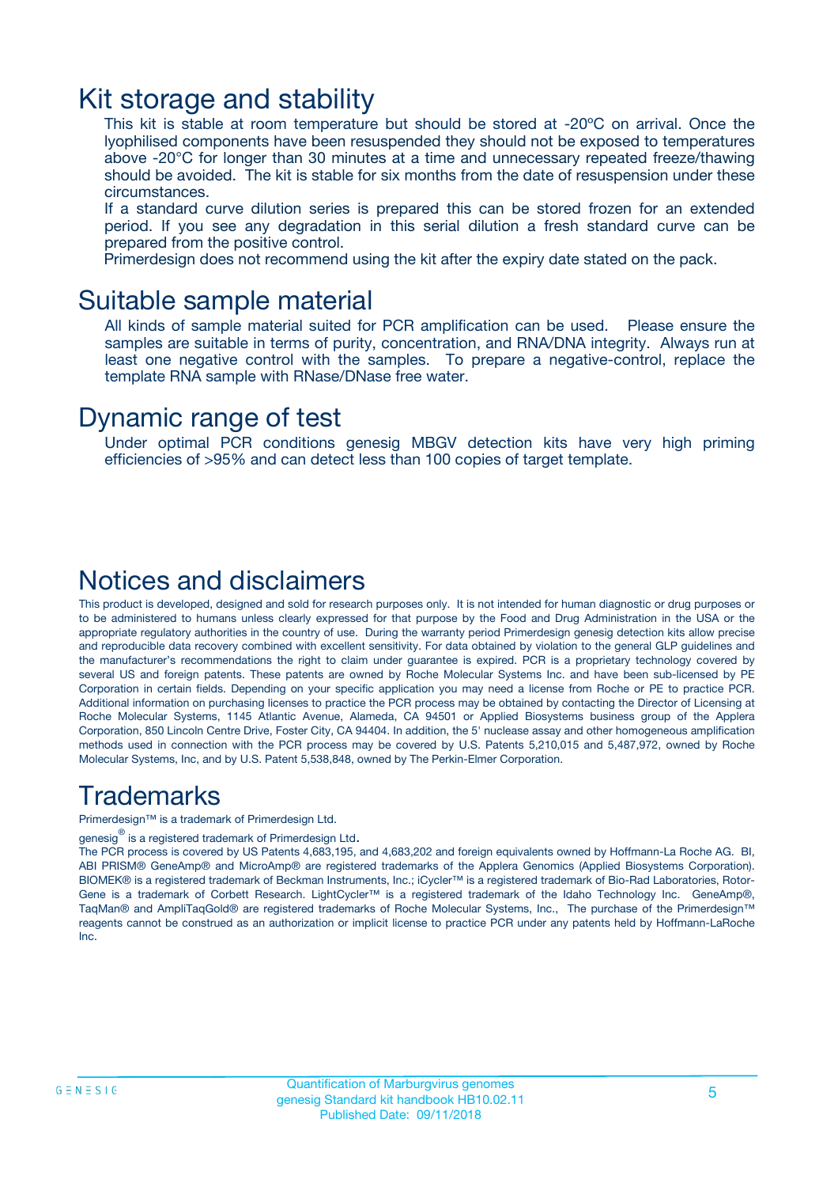# Kit storage and stability

This kit is stable at room temperature but should be stored at -20ºC on arrival. Once the lyophilised components have been resuspended they should not be exposed to temperatures above -20°C for longer than 30 minutes at a time and unnecessary repeated freeze/thawing should be avoided. The kit is stable for six months from the date of resuspension under these circumstances.

If a standard curve dilution series is prepared this can be stored frozen for an extended period. If you see any degradation in this serial dilution a fresh standard curve can be prepared from the positive control.

Primerdesign does not recommend using the kit after the expiry date stated on the pack.

# Suitable sample material

All kinds of sample material suited for PCR amplification can be used. Please ensure the samples are suitable in terms of purity, concentration, and RNA/DNA integrity. Always run at least one negative control with the samples. To prepare a negative-control, replace the template RNA sample with RNase/DNase free water.

# Dynamic range of test

Under optimal PCR conditions genesig MBGV detection kits have very high priming efficiencies of >95% and can detect less than 100 copies of target template.

# Notices and disclaimers

This product is developed, designed and sold for research purposes only. It is not intended for human diagnostic or drug purposes or to be administered to humans unless clearly expressed for that purpose by the Food and Drug Administration in the USA or the appropriate regulatory authorities in the country of use. During the warranty period Primerdesign genesig detection kits allow precise and reproducible data recovery combined with excellent sensitivity. For data obtained by violation to the general GLP guidelines and the manufacturer's recommendations the right to claim under guarantee is expired. PCR is a proprietary technology covered by several US and foreign patents. These patents are owned by Roche Molecular Systems Inc. and have been sub-licensed by PE Corporation in certain fields. Depending on your specific application you may need a license from Roche or PE to practice PCR. Additional information on purchasing licenses to practice the PCR process may be obtained by contacting the Director of Licensing at Roche Molecular Systems, 1145 Atlantic Avenue, Alameda, CA 94501 or Applied Biosystems business group of the Applera Corporation, 850 Lincoln Centre Drive, Foster City, CA 94404. In addition, the 5' nuclease assay and other homogeneous amplification methods used in connection with the PCR process may be covered by U.S. Patents 5,210,015 and 5,487,972, owned by Roche Molecular Systems, Inc, and by U.S. Patent 5,538,848, owned by The Perkin-Elmer Corporation.

# Trademarks

Primerdesign™ is a trademark of Primerdesign Ltd.

genesig® is a registered trademark of Primerdesign Ltd.

The PCR process is covered by US Patents 4,683,195, and 4,683,202 and foreign equivalents owned by Hoffmann-La Roche AG. BI, ABI PRISM® GeneAmp® and MicroAmp® are registered trademarks of the Applera Genomics (Applied Biosystems Corporation). BIOMEK® is a registered trademark of Beckman Instruments, Inc.; iCycler™ is a registered trademark of Bio-Rad Laboratories, Rotor-Gene is a trademark of Corbett Research. LightCycler™ is a registered trademark of the Idaho Technology Inc. GeneAmp®, TaqMan® and AmpliTaqGold® are registered trademarks of Roche Molecular Systems, Inc., The purchase of the Primerdesign™ reagents cannot be construed as an authorization or implicit license to practice PCR under any patents held by Hoffmann-LaRoche Inc.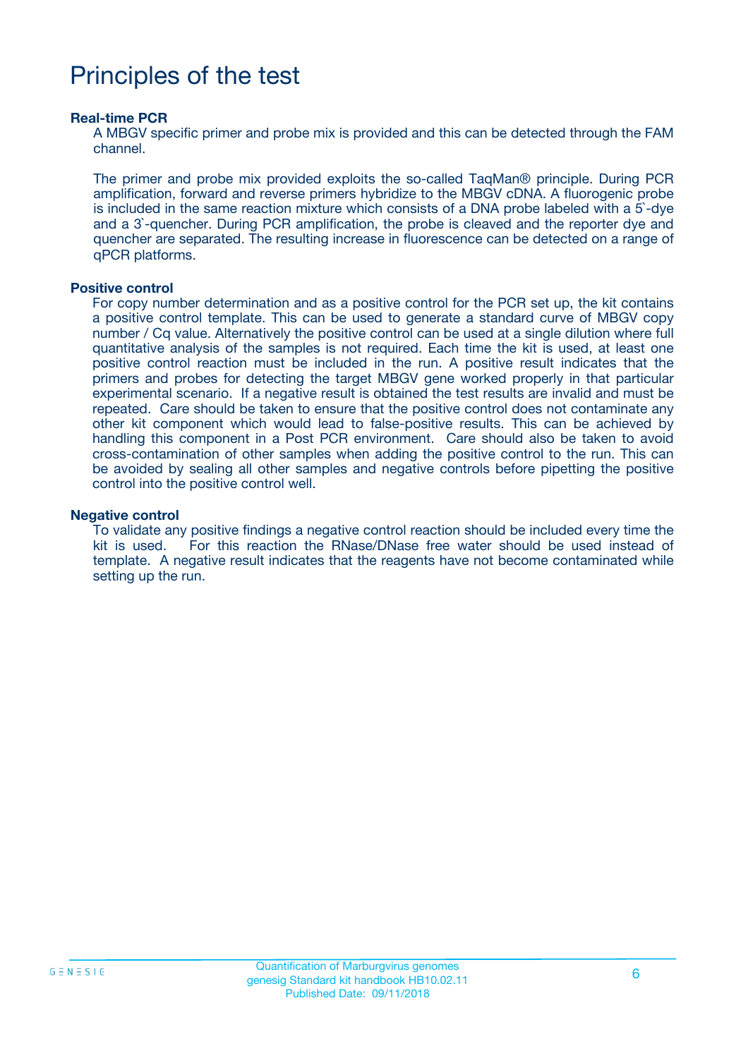# Principles of the test

**Real-time PCR**

A MBGV specific primer and probe mix is provided and this can be detected through the FAM channel.

The primer and probe mix provided exploits the so-called TaqMan® principle. During PCR amplification, forward and reverse primers hybridize to the MBGV cDNA. A fluorogenic probe is included in the same reaction mixture which consists of a DNA probe labeled with a 5`-dye and a 3`-quencher. During PCR amplification, the probe is cleaved and the reporter dye and quencher are separated. The resulting increase in fluorescence can be detected on a range of qPCR platforms.

**Positive control**

For copy number determination and as a positive control for the PCR set up, the kit contains a positive control template. This can be used to generate a standard curve of MBGV copy number / Cq value. Alternatively the positive control can be used at a single dilution where full quantitative analysis of the samples is not required. Each time the kit is used, at least one positive control reaction must be included in the run. A positive result indicates that the primers and probes for detecting the target MBGV gene worked properly in that particular experimental scenario. If a negative result is obtained the test results are invalid and must be repeated. Care should be taken to ensure that the positive control does not contaminate any other kit component which would lead to false-positive results. This can be achieved by handling this component in a Post PCR environment. Care should also be taken to avoid cross-contamination of other samples when adding the positive control to the run. This can be avoided by sealing all other samples and negative controls before pipetting the positive control into the positive control well.

**Negative control**

To validate any positive findings a negative control reaction should be included every time the kit is used. For this reaction the RNase/DNase free water should be used instead of template. A negative result indicates that the reagents have not become contaminated while setting up the run.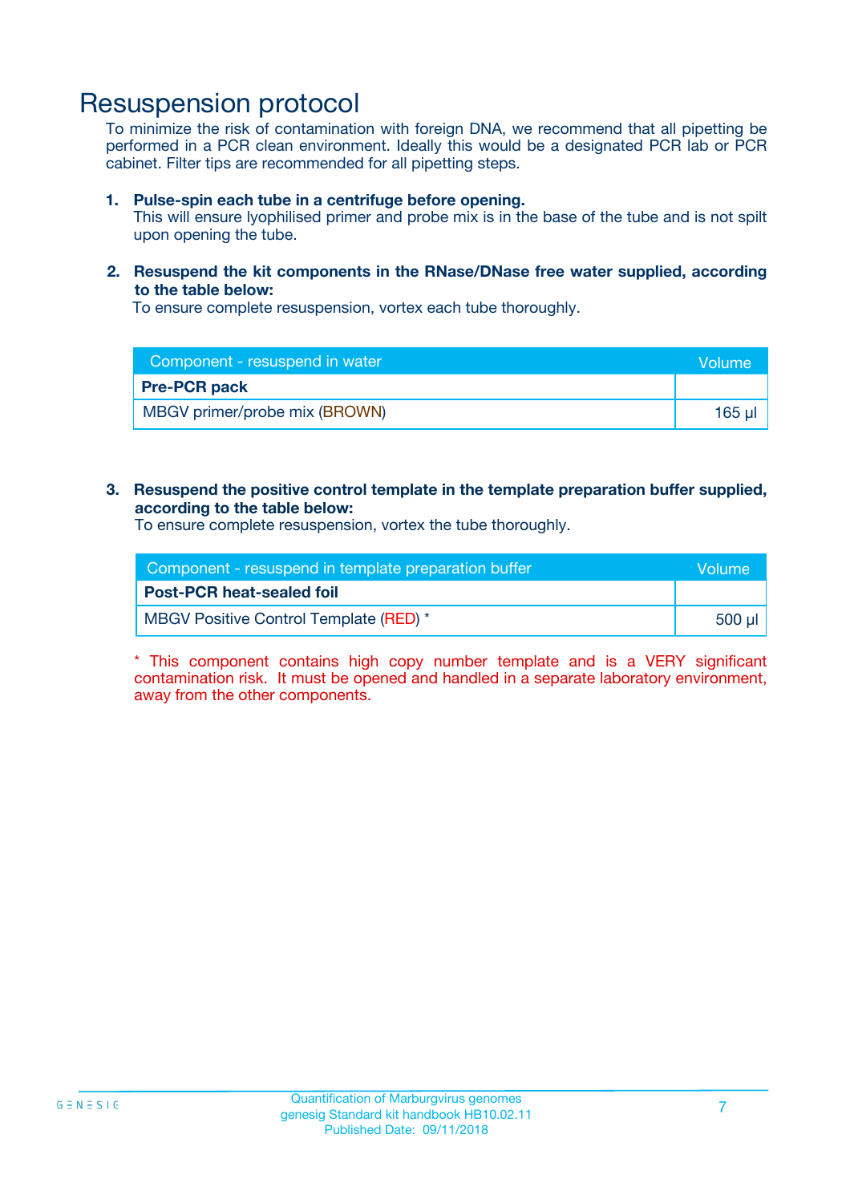# Resuspension protocol

To minimize the risk of contamination with foreign DNA, we recommend that all pipetting be performed in a PCR clean environment. Ideally this would be a designated PCR lab or PCR cabinet. Filter tips are recommended for all pipetting steps.

1. **Pulse-spin each tube in a centrifuge before opening.**
   This will ensure lyophilised primer and probe mix is in the base of the tube and is not spilt upon opening the tube.

2. **Resuspend the kit components in the RNase/DNase free water supplied, according to the table below:**
   To ensure complete resuspension, vortex each tube thoroughly.

| Component - resuspend in water | Volume |
|---|---|
| **Pre-PCR pack** | |
| MBGV primer/probe mix (BROWN) | 165 µl |

3. **Resuspend the positive control template in the template preparation buffer supplied, according to the table below:**
   To ensure complete resuspension, vortex the tube thoroughly.

| Component - resuspend in template preparation buffer | Volume |
|---|---|
| **Post-PCR heat-sealed foil** | |
| MBGV Positive Control Template (RED) * | 500 µl |

* This component contains high copy number template and is a VERY significant contamination risk. It must be opened and handled in a separate laboratory environment, away from the other components.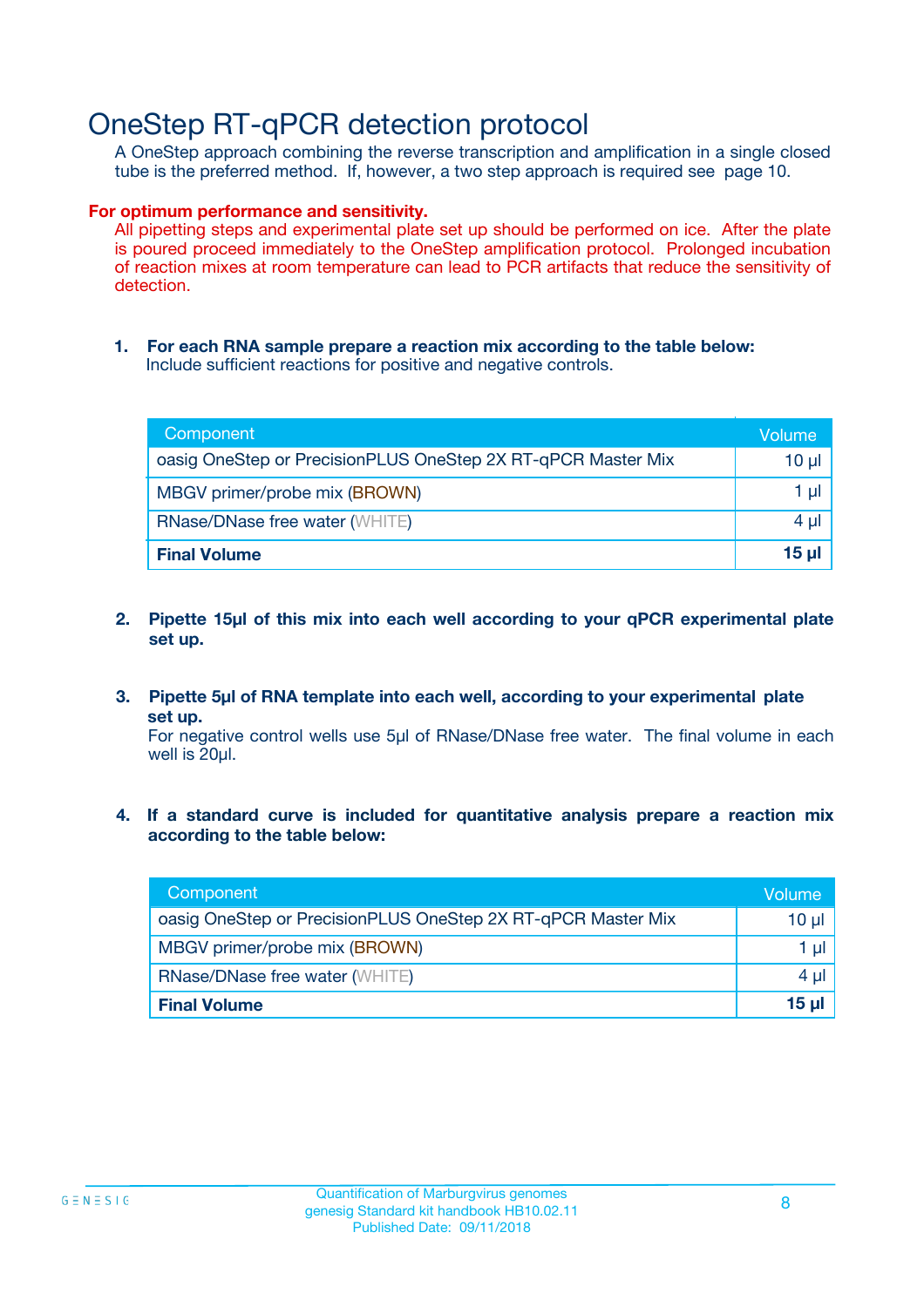# OneStep RT-qPCR detection protocol

A OneStep approach combining the reverse transcription and amplification in a single closed tube is the preferred method. If, however, a two step approach is required see page 10.

**For optimum performance and sensitivity.**

All pipetting steps and experimental plate set up should be performed on ice. After the plate is poured proceed immediately to the OneStep amplification protocol. Prolonged incubation of reaction mixes at room temperature can lead to PCR artifacts that reduce the sensitivity of detection.

1. **For each RNA sample prepare a reaction mix according to the table below:**
   Include sufficient reactions for positive and negative controls.

| Component | Volume |
|---|---|
| oasig OneStep or PrecisionPLUS OneStep 2X RT-qPCR Master Mix | 10 µl |
| MBGV primer/probe mix (BROWN) | 1 µl |
| RNase/DNase free water (WHITE) | 4 µl |
| **Final Volume** | **15 µl** |

2. **Pipette 15µl of this mix into each well according to your qPCR experimental plate set up.**

3. **Pipette 5µl of RNA template into each well, according to your experimental plate set up.**
   For negative control wells use 5µl of RNase/DNase free water. The final volume in each well is 20µl.

4. **If a standard curve is included for quantitative analysis prepare a reaction mix according to the table below:**

| Component | Volume |
|---|---|
| oasig OneStep or PrecisionPLUS OneStep 2X RT-qPCR Master Mix | 10 µl |
| MBGV primer/probe mix (BROWN) | 1 µl |
| RNase/DNase free water (WHITE) | 4 µl |
| **Final Volume** | **15 µl** |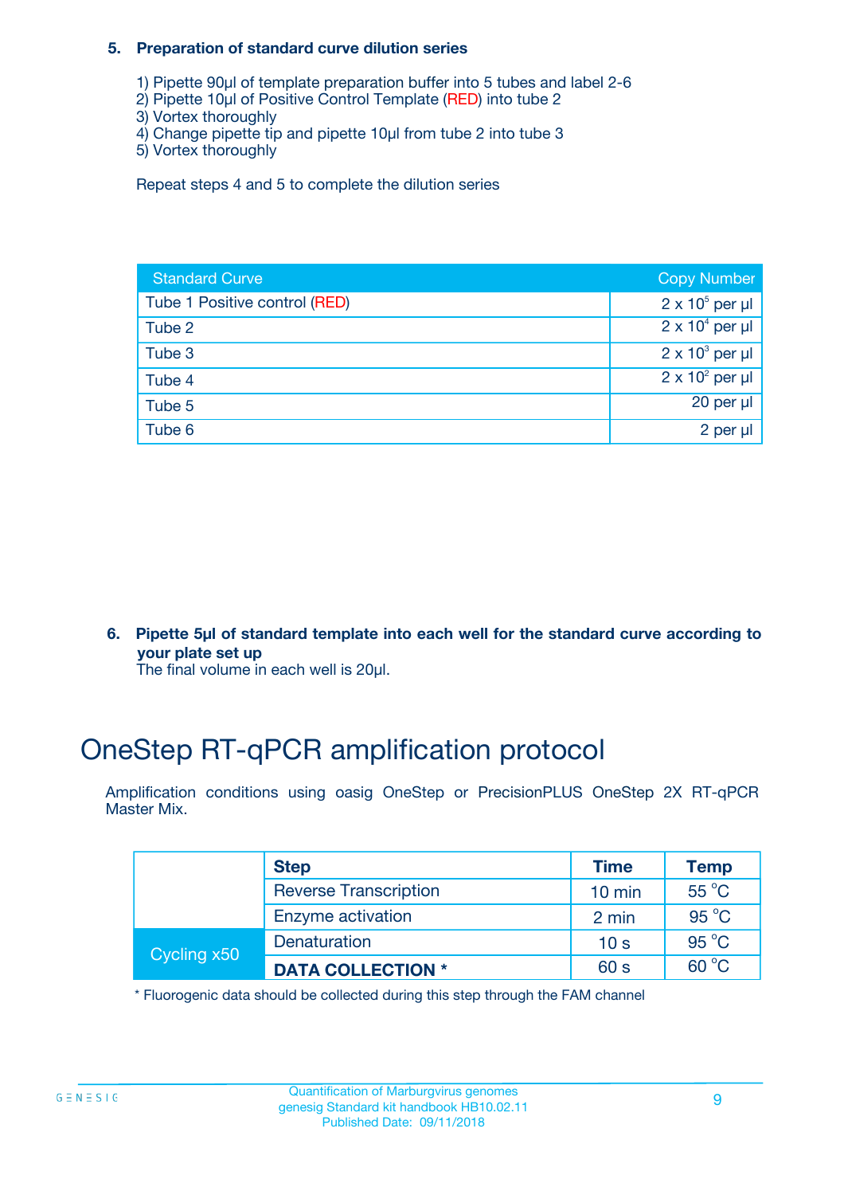### 5. Preparation of standard curve dilution series

1) Pipette 90µl of template preparation buffer into 5 tubes and label 2-6
2) Pipette 10µl of Positive Control Template (RED) into tube 2
3) Vortex thoroughly
4) Change pipette tip and pipette 10µl from tube 2 into tube 3
5) Vortex thoroughly

Repeat steps 4 and 5 to complete the dilution series

| Standard Curve | Copy Number |
|---|---|
| Tube 1 Positive control (RED) | $2 \times 10^5$ per µl |
| Tube 2 | $2 \times 10^4$ per µl |
| Tube 3 | $2 \times 10^3$ per µl |
| Tube 4 | $2 \times 10^2$ per µl |
| Tube 5 | 20 per µl |
| Tube 6 | 2 per µl |

### 6. Pipette 5µl of standard template into each well for the standard curve according to your plate set up

The final volume in each well is 20µl.

# OneStep RT-qPCR amplification protocol

Amplification conditions using oasig OneStep or PrecisionPLUS OneStep 2X RT-qPCR Master Mix.

| | Step | Time | Temp |
|---|---|---|---|
| | Reverse Transcription | 10 min | 55 °C |
| | Enzyme activation | 2 min | 95 °C |
| Cycling x50 | Denaturation | 10 s | 95 °C |
| | **DATA COLLECTION *** | 60 s | 60 °C |

* Fluorogenic data should be collected during this step through the FAM channel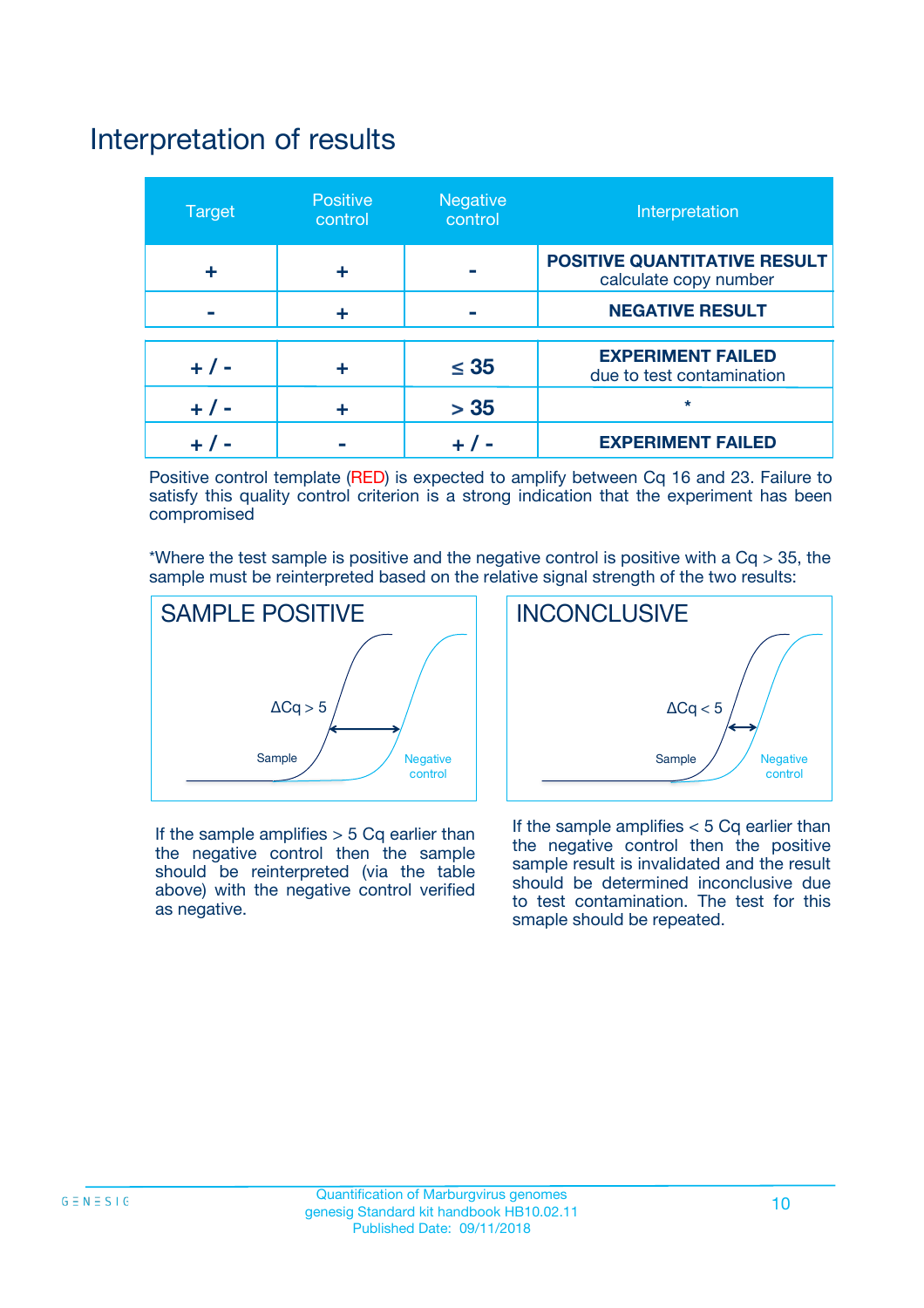# Interpretation of results

| Target | Positive control | Negative control | Interpretation |
|---|---|---|---|
| + | + | - | **POSITIVE QUANTITATIVE RESULT** calculate copy number |
| - | + | - | **NEGATIVE RESULT** |
| + / - | + | ≤ 35 | **EXPERIMENT FAILED** due to test contamination |
| + / - | + | > 35 | * |
| + / - | - | + / - | **EXPERIMENT FAILED** |

Positive control template (RED) is expected to amplify between Cq 16 and 23. Failure to satisfy this quality control criterion is a strong indication that the experiment has been compromised

*Where the test sample is positive and the negative control is positive with a Cq > 35, the sample must be reinterpreted based on the relative signal strength of the two results:

SAMPLE POSITIVE

ΔCq > 5

Sample

Negative control

If the sample amplifies > 5 Cq earlier than the negative control then the sample should be reinterpreted (via the table above) with the negative control verified as negative.

INCONCLUSIVE

ΔCq < 5

Sample

Negative control

If the sample amplifies < 5 Cq earlier than the negative control then the positive sample result is invalidated and the result should be determined inconclusive due to test contamination. The test for this smaple should be repeated.